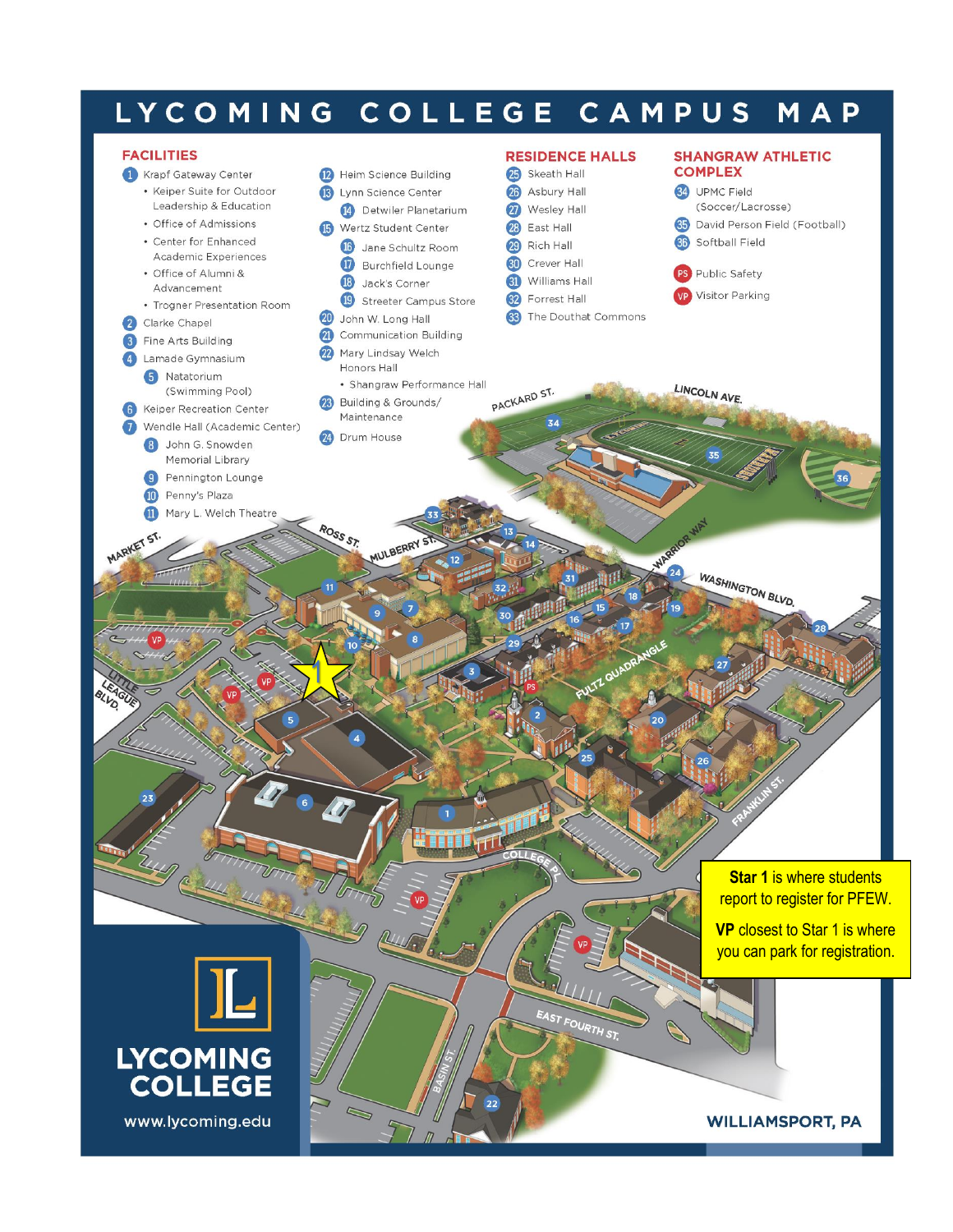# LYCOMING COLLEGE CAMPUS MAP

## FACILITIES

1. Krapf Gateway Center
   - Keiper Suite for Outdoor Leadership & Education
   - Office of Admissions
   - Center for Enhanced Academic Experiences
   - Office of Alumni & Advancement
   - Trogner Presentation Room
2. Clarke Chapel
3. Fine Arts Building
4. Lamade Gymnasium
   5. Natatorium (Swimming Pool)
6. Keiper Recreation Center
7. Wendle Hall (Academic Center)
   8. John G. Snowden Memorial Library
   9. Pennington Lounge
   10. Penny's Plaza
   11. Mary L. Welch Theatre
12. Heim Science Building
13. Lynn Science Center
    14. Detwiler Planetarium
15. Wertz Student Center
    16. Jane Schultz Room
    17. Burchfield Lounge
    18. Jack's Corner
    19. Streeter Campus Store
20. John W. Long Hall
21. Communication Building
22. Mary Lindsay Welch Honors Hall
    - Shangraw Performance Hall
23. Building & Grounds/ Maintenance
24. Drum House

## RESIDENCE HALLS

25. Skeath Hall
26. Asbury Hall
27. Wesley Hall
28. East Hall
29. Rich Hall
30. Crever Hall
31. Williams Hall
32. Forrest Hall
33. The Douthat Commons

## SHANGRAW ATHLETIC COMPLEX

34. UPMC Field (Soccer/Lacrosse)
35. David Person Field (Football)
36. Softball Field

PS Public Safety

VP Visitor Parking

**Star 1** is where students report to register for PFEW.

**VP** closest to Star 1 is where you can park for registration.

LYCOMING COLLEGE

www.lycoming.edu

WILLIAMSPORT, PA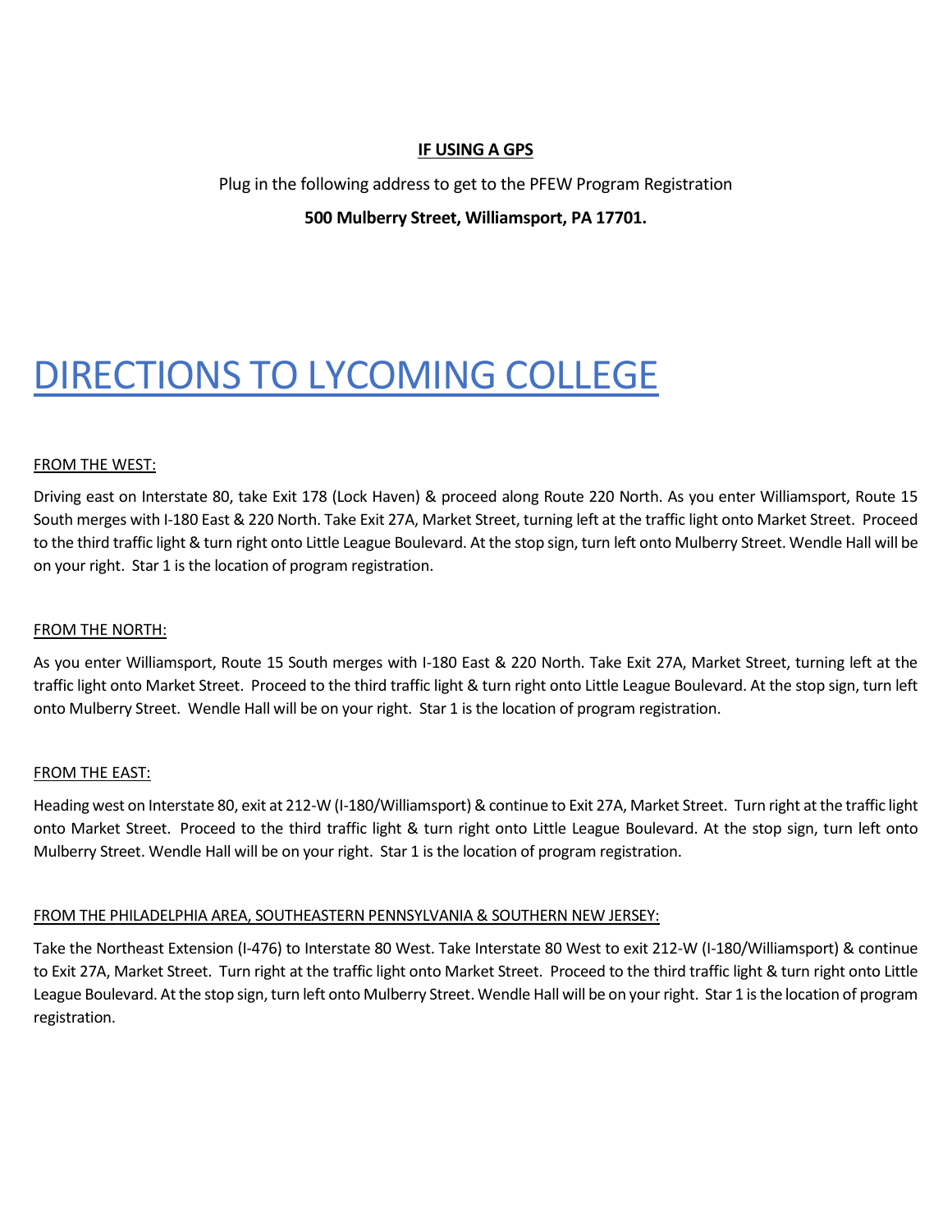**IF USING A GPS**

Plug in the following address to get to the PFEW Program Registration

**500 Mulberry Street, Williamsport, PA 17701.**

# DIRECTIONS TO LYCOMING COLLEGE

FROM THE WEST:

Driving east on Interstate 80, take Exit 178 (Lock Haven) & proceed along Route 220 North. As you enter Williamsport, Route 15 South merges with I-180 East & 220 North. Take Exit 27A, Market Street, turning left at the traffic light onto Market Street. Proceed to the third traffic light & turn right onto Little League Boulevard. At the stop sign, turn left onto Mulberry Street. Wendle Hall will be on your right. Star 1 is the location of program registration.

FROM THE NORTH:

As you enter Williamsport, Route 15 South merges with I-180 East & 220 North. Take Exit 27A, Market Street, turning left at the traffic light onto Market Street. Proceed to the third traffic light & turn right onto Little League Boulevard. At the stop sign, turn left onto Mulberry Street. Wendle Hall will be on your right. Star 1 is the location of program registration.

FROM THE EAST:

Heading west on Interstate 80, exit at 212-W (I-180/Williamsport) & continue to Exit 27A, Market Street. Turn right at the traffic light onto Market Street. Proceed to the third traffic light & turn right onto Little League Boulevard. At the stop sign, turn left onto Mulberry Street. Wendle Hall will be on your right. Star 1 is the location of program registration.

FROM THE PHILADELPHIA AREA, SOUTHEASTERN PENNSYLVANIA & SOUTHERN NEW JERSEY:

Take the Northeast Extension (I-476) to Interstate 80 West. Take Interstate 80 West to exit 212-W (I-180/Williamsport) & continue to Exit 27A, Market Street. Turn right at the traffic light onto Market Street. Proceed to the third traffic light & turn right onto Little League Boulevard. At the stop sign, turn left onto Mulberry Street. Wendle Hall will be on your right. Star 1 is the location of program registration.